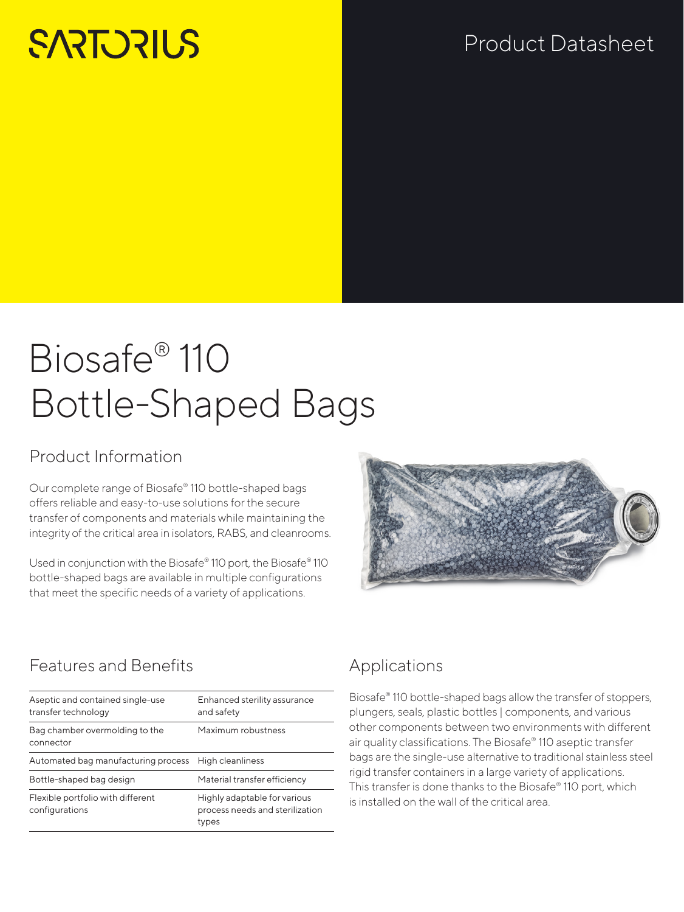SARTORIUS

Product Datasheet

# Biosafe® 110 Bottle-Shaped Bags

## Product Information

Our complete range of Biosafe® 110 bottle-shaped bags offers reliable and easy-to-use solutions for the secure transfer of components and materials while maintaining the integrity of the critical area in isolators, RABS, and cleanrooms.

Used in conjunction with the Biosafe® 110 port, the Biosafe® 110 bottle-shaped bags are available in multiple configurations that meet the specific needs of a variety of applications.

## Features and Benefits

| | |
|---|---|
| Aseptic and contained single-use transfer technology | Enhanced sterility assurance and safety |
| Bag chamber overmolding to the connector | Maximum robustness |
| Automated bag manufacturing process | High cleanliness |
| Bottle-shaped bag design | Material transfer efficiency |
| Flexible portfolio with different configurations | Highly adaptable for various process needs and sterilization types |

## Applications

Biosafe® 110 bottle-shaped bags allow the transfer of stoppers, plungers, seals, plastic bottles | components, and various other components between two environments with different air quality classifications. The Biosafe® 110 aseptic transfer bags are the single-use alternative to traditional stainless steel rigid transfer containers in a large variety of applications. This transfer is done thanks to the Biosafe® 110 port, which is installed on the wall of the critical area.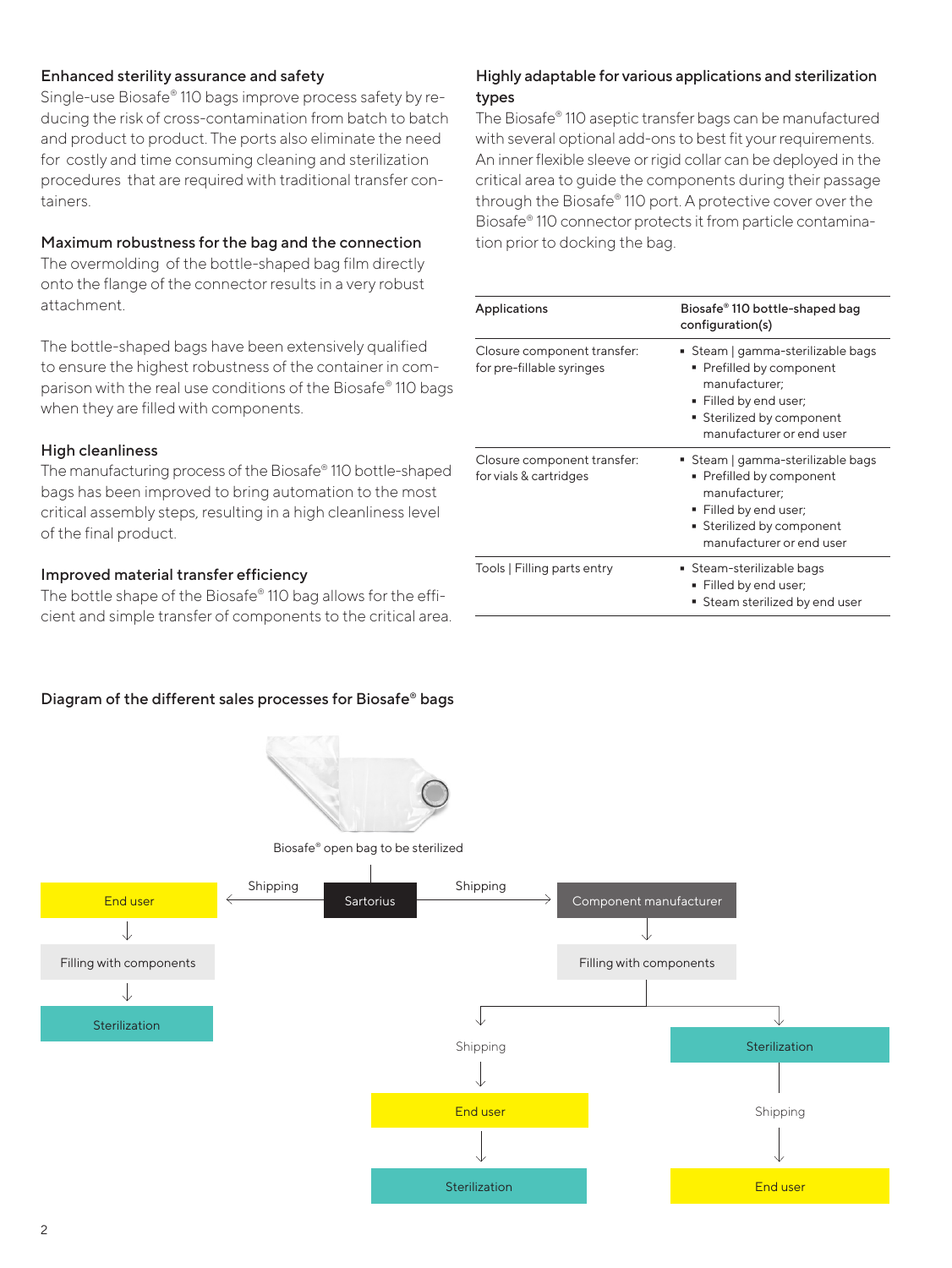### Enhanced sterility assurance and safety

Single-use Biosafe® 110 bags improve process safety by reducing the risk of cross-contamination from batch to batch and product to product. The ports also eliminate the need for costly and time consuming cleaning and sterilization procedures that are required with traditional transfer containers.

### Maximum robustness for the bag and the connection

The overmolding of the bottle-shaped bag film directly onto the flange of the connector results in a very robust attachment.

The bottle-shaped bags have been extensively qualified to ensure the highest robustness of the container in comparison with the real use conditions of the Biosafe® 110 bags when they are filled with components.

### High cleanliness

The manufacturing process of the Biosafe® 110 bottle-shaped bags has been improved to bring automation to the most critical assembly steps, resulting in a high cleanliness level of the final product.

### Improved material transfer efficiency

The bottle shape of the Biosafe® 110 bag allows for the efficient and simple transfer of components to the critical area.

### Highly adaptable for various applications and sterilization types

The Biosafe® 110 aseptic transfer bags can be manufactured with several optional add-ons to best fit your requirements. An inner flexible sleeve or rigid collar can be deployed in the critical area to guide the components during their passage through the Biosafe® 110 port. A protective cover over the Biosafe® 110 connector protects it from particle contamination prior to docking the bag.

| Applications | Biosafe® 110 bottle-shaped bag configuration(s) |
|---|---|
| Closure component transfer: for pre-fillable syringes | ▪ Steam \| gamma-sterilizable bags<br>▪ Prefilled by component manufacturer;<br>▪ Filled by end user;<br>▪ Sterilized by component manufacturer or end user |
| Closure component transfer: for vials & cartridges | ▪ Steam \| gamma-sterilizable bags<br>▪ Prefilled by component manufacturer;<br>▪ Filled by end user;<br>▪ Sterilized by component manufacturer or end user |
| Tools \| Filling parts entry | ▪ Steam-sterilizable bags<br>▪ Filled by end user;<br>▪ Steam sterilized by end user |

### Diagram of the different sales processes for Biosafe® bags

Biosafe® open bag to be sterilized

Sartorius → Shipping → End user → Filling with components → Sterilization

Sartorius → Shipping → Component manufacturer → Filling with components →
- Shipping → End user → Sterilization
- Sterilization → Shipping → End user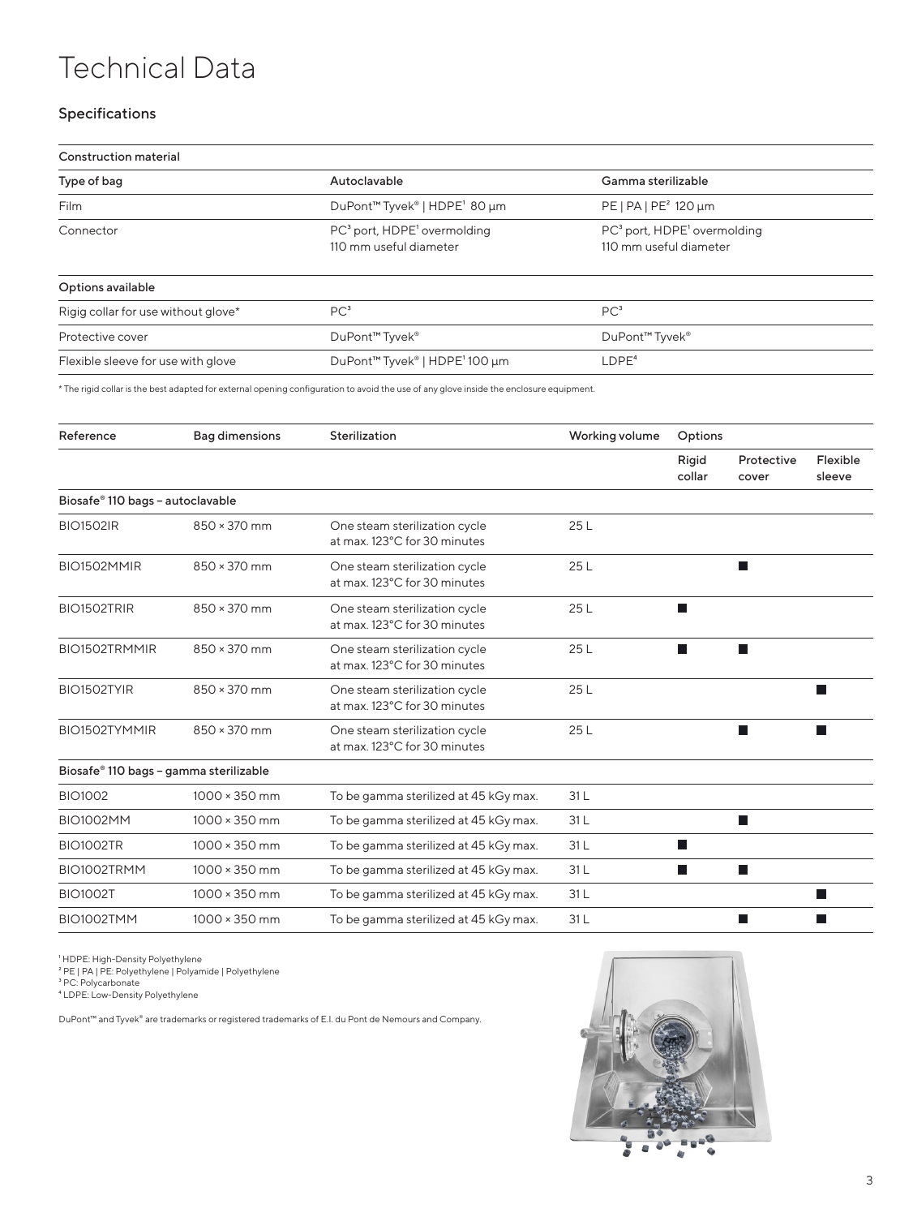# Technical Data

## Specifications

| Construction material | | |
|---|---|---|
| Type of bag | Autoclavable | Gamma sterilizable |
| Film | DuPont™ Tyvek® \| HDPE[1] 80 µm | PE \| PA \| PE[2] 120 µm |
| Connector | PC[3] port, HDPE[1] overmolding 110 mm useful diameter | PC[3] port, HDPE[1] overmolding 110 mm useful diameter |
| **Options available** | | |
| Rigig collar for use without glove* | PC[3] | PC[3] |
| Protective cover | DuPont™ Tyvek® | DuPont™ Tyvek® |
| Flexible sleeve for use with glove | DuPont™ Tyvek® \| HDPE[1] 100 µm | LDPE[4] |

* The rigid collar is the best adapted for external opening configuration to avoid the use of any glove inside the enclosure equipment.

| Reference | Bag dimensions | Sterilization | Working volume | Options | | |
|---|---|---|---|---|---|---|
| | | | | Rigid collar | Protective cover | Flexible sleeve |
| **Biosafe® 110 bags – autoclavable** | | | | | | |
| BIO1502IR | 850 × 370 mm | One steam sterilization cycle at max. 123°C for 30 minutes | 25 L | | | |
| BIO1502MMIR | 850 × 370 mm | One steam sterilization cycle at max. 123°C for 30 minutes | 25 L | | ■ | |
| BIO1502TRIR | 850 × 370 mm | One steam sterilization cycle at max. 123°C for 30 minutes | 25 L | ■ | | |
| BIO1502TRMMIR | 850 × 370 mm | One steam sterilization cycle at max. 123°C for 30 minutes | 25 L | ■ | ■ | |
| BIO1502TYIR | 850 × 370 mm | One steam sterilization cycle at max. 123°C for 30 minutes | 25 L | | | ■ |
| BIO1502TYMMIR | 850 × 370 mm | One steam sterilization cycle at max. 123°C for 30 minutes | 25 L | | ■ | ■ |
| **Biosafe® 110 bags – gamma sterilizable** | | | | | | |
| BIO1002 | 1000 × 350 mm | To be gamma sterilized at 45 kGy max. | 31 L | | | |
| BIO1002MM | 1000 × 350 mm | To be gamma sterilized at 45 kGy max. | 31 L | | ■ | |
| BIO1002TR | 1000 × 350 mm | To be gamma sterilized at 45 kGy max. | 31 L | ■ | | |
| BIO1002TRMM | 1000 × 350 mm | To be gamma sterilized at 45 kGy max. | 31 L | ■ | ■ | |
| BIO1002T | 1000 × 350 mm | To be gamma sterilized at 45 kGy max. | 31 L | | | ■ |
| BIO1002TMM | 1000 × 350 mm | To be gamma sterilized at 45 kGy max. | 31 L | | ■ | ■ |

[1] HDPE: High-Density Polyethylene
[2] PE | PA | PE: Polyethylene | Polyamide | Polyethylene
[3] PC: Polycarbonate
[4] LDPE: Low-Density Polyethylene

DuPont™ and Tyvek® are trademarks or registered trademarks of E.I. du Pont de Nemours and Company.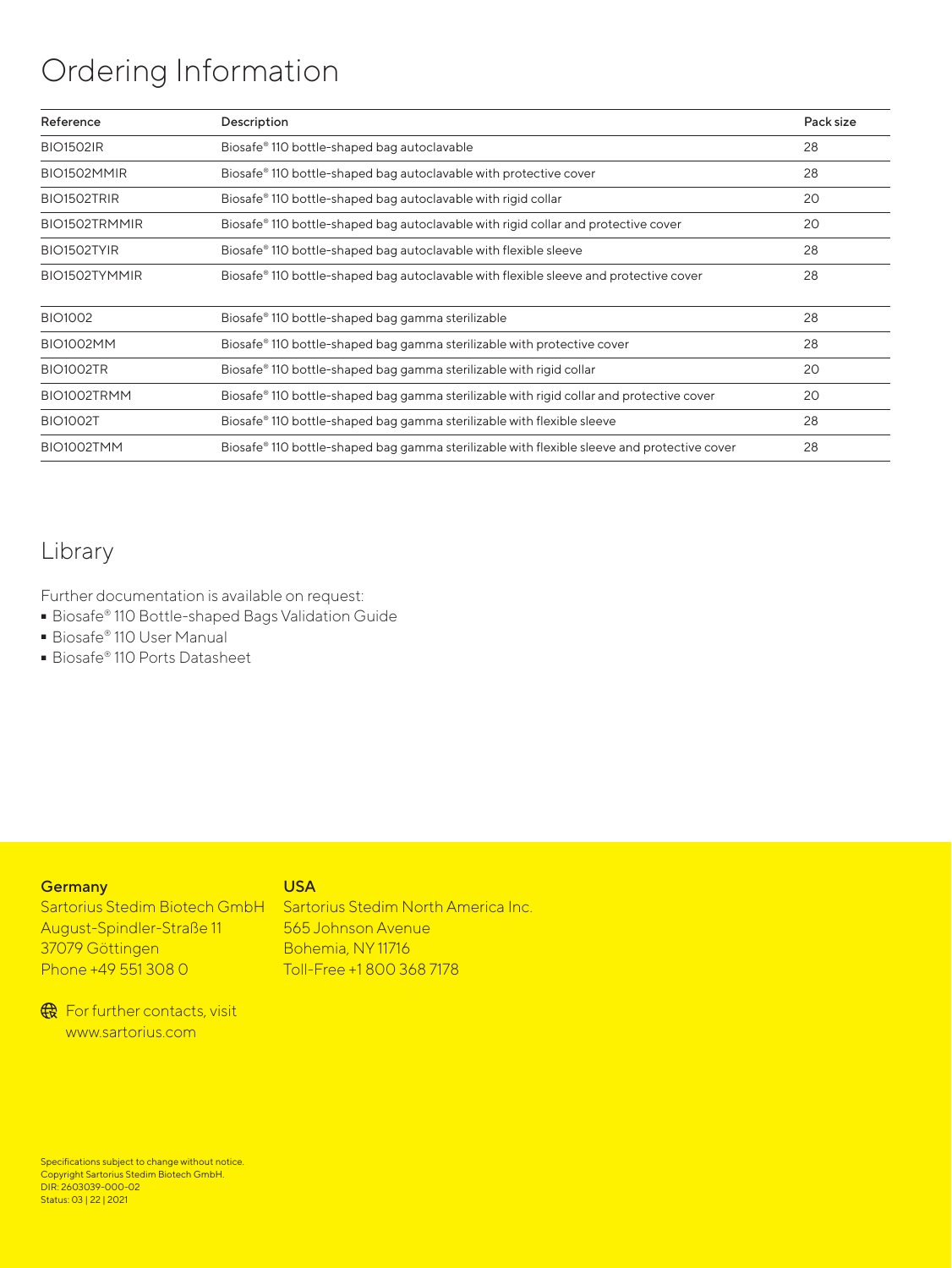# Ordering Information

| Reference | Description | Pack size |
|---|---|---|
| BIO1502IR | Biosafe® 110 bottle-shaped bag autoclavable | 28 |
| BIO1502MMIR | Biosafe® 110 bottle-shaped bag autoclavable with protective cover | 28 |
| BIO1502TRIR | Biosafe® 110 bottle-shaped bag autoclavable with rigid collar | 20 |
| BIO1502TRMMIR | Biosafe® 110 bottle-shaped bag autoclavable with rigid collar and protective cover | 20 |
| BIO1502TYIR | Biosafe® 110 bottle-shaped bag autoclavable with flexible sleeve | 28 |
| BIO1502TYMMIR | Biosafe® 110 bottle-shaped bag autoclavable with flexible sleeve and protective cover | 28 |
| BIO1002 | Biosafe® 110 bottle-shaped bag gamma sterilizable | 28 |
| BIO1002MM | Biosafe® 110 bottle-shaped bag gamma sterilizable with protective cover | 28 |
| BIO1002TR | Biosafe® 110 bottle-shaped bag gamma sterilizable with rigid collar | 20 |
| BIO1002TRMM | Biosafe® 110 bottle-shaped bag gamma sterilizable with rigid collar and protective cover | 20 |
| BIO1002T | Biosafe® 110 bottle-shaped bag gamma sterilizable with flexible sleeve | 28 |
| BIO1002TMM | Biosafe® 110 bottle-shaped bag gamma sterilizable with flexible sleeve and protective cover | 28 |

# Library

Further documentation is available on request:

- Biosafe® 110 Bottle-shaped Bags Validation Guide
- Biosafe® 110 User Manual
- Biosafe® 110 Ports Datasheet

**Germany**
Sartorius Stedim Biotech GmbH
August-Spindler-Straße 11
37079 Göttingen
Phone +49 551 308 0

**USA**
Sartorius Stedim North America Inc.
565 Johnson Avenue
Bohemia, NY 11716
Toll-Free +1 800 368 7178

For further contacts, visit www.sartorius.com

Specifications subject to change without notice.
Copyright Sartorius Stedim Biotech GmbH.
DIR: 2603039-000-02
Status: 03 | 22 | 2021